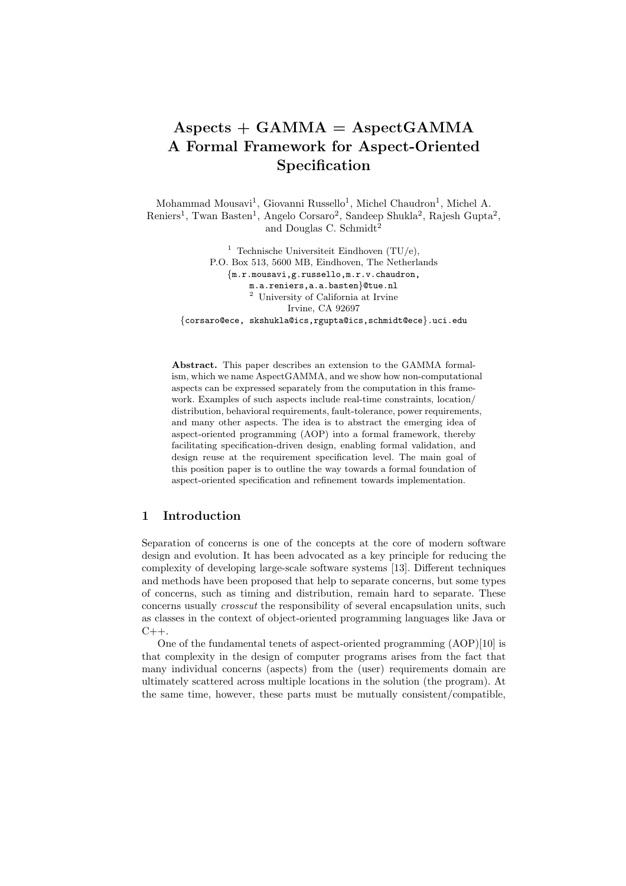# Aspects + GAMMA = AspectGAMMA
# A Formal Framework for Aspect-Oriented Specification

Mohammad Mousavi[1], Giovanni Russello[1], Michel Chaudron[1], Michel A. Reniers[1], Twan Basten[1], Angelo Corsaro[2], Sandeep Shukla[2], Rajesh Gupta[2], and Douglas C. Schmidt[2]

[1] Technische Universiteit Eindhoven (TU/e),
P.O. Box 513, 5600 MB, Eindhoven, The Netherlands
{m.r.mousavi,g.russello,m.r.v.chaudron,
m.a.reniers,a.a.basten}@tue.nl
[2] University of California at Irvine
Irvine, CA 92697
{corsaro@ece, skshukla@ics,rgupta@ics,schmidt@ece}.uci.edu

**Abstract.** This paper describes an extension to the GAMMA formalism, which we name AspectGAMMA, and we show how non-computational aspects can be expressed separately from the computation in this framework. Examples of such aspects include real-time constraints, location/distribution, behavioral requirements, fault-tolerance, power requirements, and many other aspects. The idea is to abstract the emerging idea of aspect-oriented programming (AOP) into a formal framework, thereby facilitating specification-driven design, enabling formal validation, and design reuse at the requirement specification level. The main goal of this position paper is to outline the way towards a formal foundation of aspect-oriented specification and refinement towards implementation.

## 1 Introduction

Separation of concerns is one of the concepts at the core of modern software design and evolution. It has been advocated as a key principle for reducing the complexity of developing large-scale software systems [13]. Different techniques and methods have been proposed that help to separate concerns, but some types of concerns, such as timing and distribution, remain hard to separate. These concerns usually *crosscut* the responsibility of several encapsulation units, such as classes in the context of object-oriented programming languages like Java or C++.

One of the fundamental tenets of aspect-oriented programming (AOP)[10] is that complexity in the design of computer programs arises from the fact that many individual concerns (aspects) from the (user) requirements domain are ultimately scattered across multiple locations in the solution (the program). At the same time, however, these parts must be mutually consistent/compatible,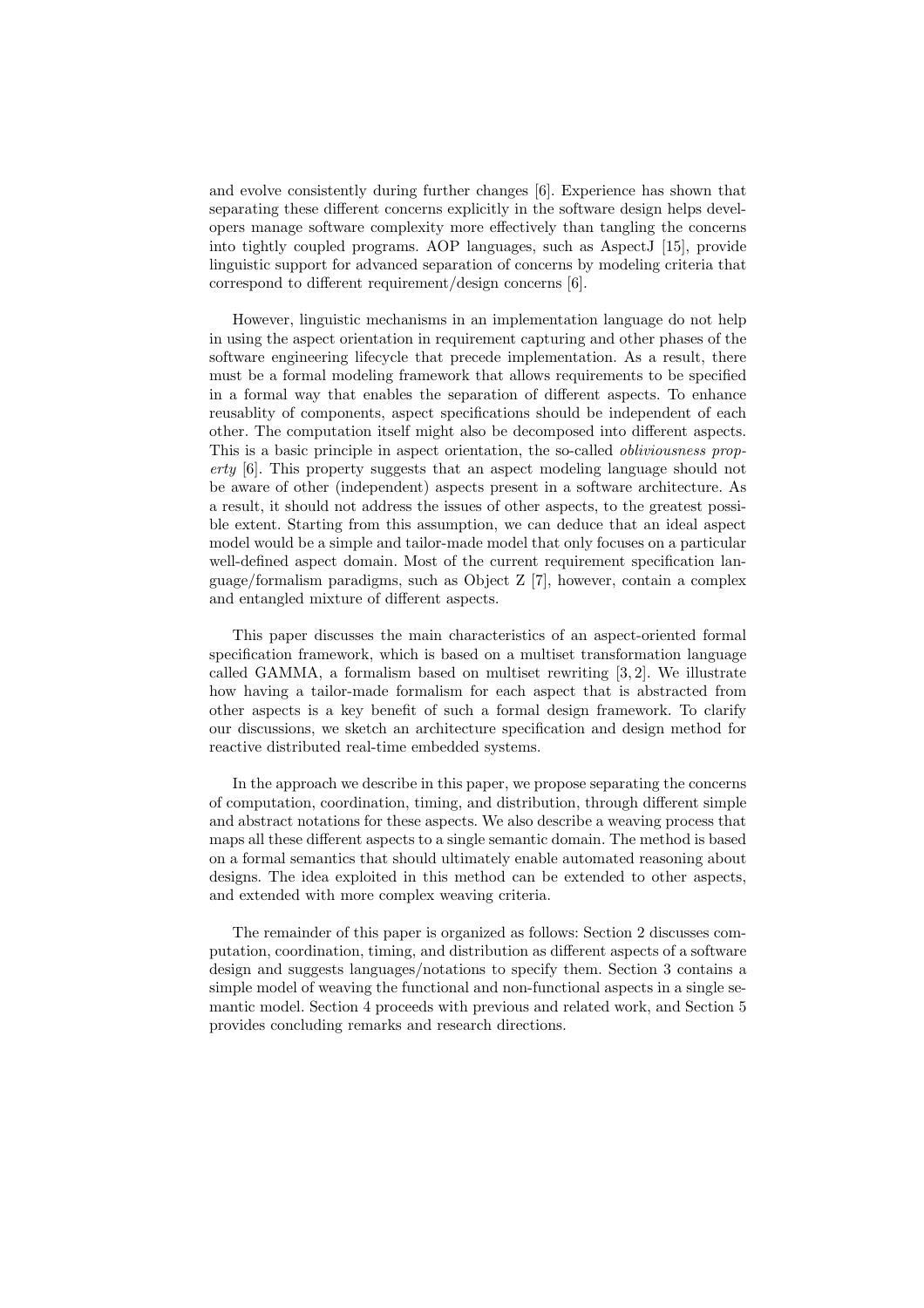and evolve consistently during further changes [6]. Experience has shown that separating these different concerns explicitly in the software design helps developers manage software complexity more effectively than tangling the concerns into tightly coupled programs. AOP languages, such as AspectJ [15], provide linguistic support for advanced separation of concerns by modeling criteria that correspond to different requirement/design concerns [6].

However, linguistic mechanisms in an implementation language do not help in using the aspect orientation in requirement capturing and other phases of the software engineering lifecycle that precede implementation. As a result, there must be a formal modeling framework that allows requirements to be specified in a formal way that enables the separation of different aspects. To enhance reusablity of components, aspect specifications should be independent of each other. The computation itself might also be decomposed into different aspects. This is a basic principle in aspect orientation, the so-called *obliviousness property* [6]. This property suggests that an aspect modeling language should not be aware of other (independent) aspects present in a software architecture. As a result, it should not address the issues of other aspects, to the greatest possible extent. Starting from this assumption, we can deduce that an ideal aspect model would be a simple and tailor-made model that only focuses on a particular well-defined aspect domain. Most of the current requirement specification language/formalism paradigms, such as Object Z [7], however, contain a complex and entangled mixture of different aspects.

This paper discusses the main characteristics of an aspect-oriented formal specification framework, which is based on a multiset transformation language called GAMMA, a formalism based on multiset rewriting [3, 2]. We illustrate how having a tailor-made formalism for each aspect that is abstracted from other aspects is a key benefit of such a formal design framework. To clarify our discussions, we sketch an architecture specification and design method for reactive distributed real-time embedded systems.

In the approach we describe in this paper, we propose separating the concerns of computation, coordination, timing, and distribution, through different simple and abstract notations for these aspects. We also describe a weaving process that maps all these different aspects to a single semantic domain. The method is based on a formal semantics that should ultimately enable automated reasoning about designs. The idea exploited in this method can be extended to other aspects, and extended with more complex weaving criteria.

The remainder of this paper is organized as follows: Section 2 discusses computation, coordination, timing, and distribution as different aspects of a software design and suggests languages/notations to specify them. Section 3 contains a simple model of weaving the functional and non-functional aspects in a single semantic model. Section 4 proceeds with previous and related work, and Section 5 provides concluding remarks and research directions.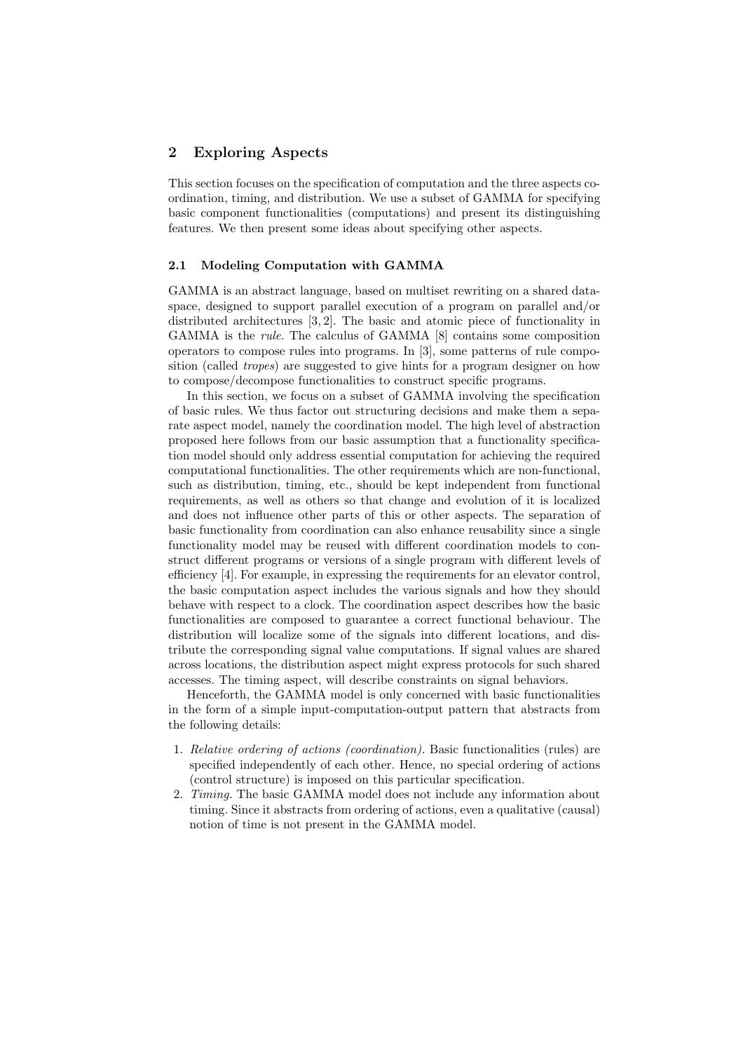## 2 Exploring Aspects

This section focuses on the specification of computation and the three aspects coordination, timing, and distribution. We use a subset of GAMMA for specifying basic component functionalities (computations) and present its distinguishing features. We then present some ideas about specifying other aspects.

### 2.1 Modeling Computation with GAMMA

GAMMA is an abstract language, based on multiset rewriting on a shared dataspace, designed to support parallel execution of a program on parallel and/or distributed architectures [3, 2]. The basic and atomic piece of functionality in GAMMA is the *rule*. The calculus of GAMMA [8] contains some composition operators to compose rules into programs. In [3], some patterns of rule composition (called *tropes*) are suggested to give hints for a program designer on how to compose/decompose functionalities to construct specific programs.

In this section, we focus on a subset of GAMMA involving the specification of basic rules. We thus factor out structuring decisions and make them a separate aspect model, namely the coordination model. The high level of abstraction proposed here follows from our basic assumption that a functionality specification model should only address essential computation for achieving the required computational functionalities. The other requirements which are non-functional, such as distribution, timing, etc., should be kept independent from functional requirements, as well as others so that change and evolution of it is localized and does not influence other parts of this or other aspects. The separation of basic functionality from coordination can also enhance reusability since a single functionality model may be reused with different coordination models to construct different programs or versions of a single program with different levels of efficiency [4]. For example, in expressing the requirements for an elevator control, the basic computation aspect includes the various signals and how they should behave with respect to a clock. The coordination aspect describes how the basic functionalities are composed to guarantee a correct functional behaviour. The distribution will localize some of the signals into different locations, and distribute the corresponding signal value computations. If signal values are shared across locations, the distribution aspect might express protocols for such shared accesses. The timing aspect, will describe constraints on signal behaviors.

Henceforth, the GAMMA model is only concerned with basic functionalities in the form of a simple input-computation-output pattern that abstracts from the following details:

1. *Relative ordering of actions (coordination).* Basic functionalities (rules) are specified independently of each other. Hence, no special ordering of actions (control structure) is imposed on this particular specification.
2. *Timing.* The basic GAMMA model does not include any information about timing. Since it abstracts from ordering of actions, even a qualitative (causal) notion of time is not present in the GAMMA model.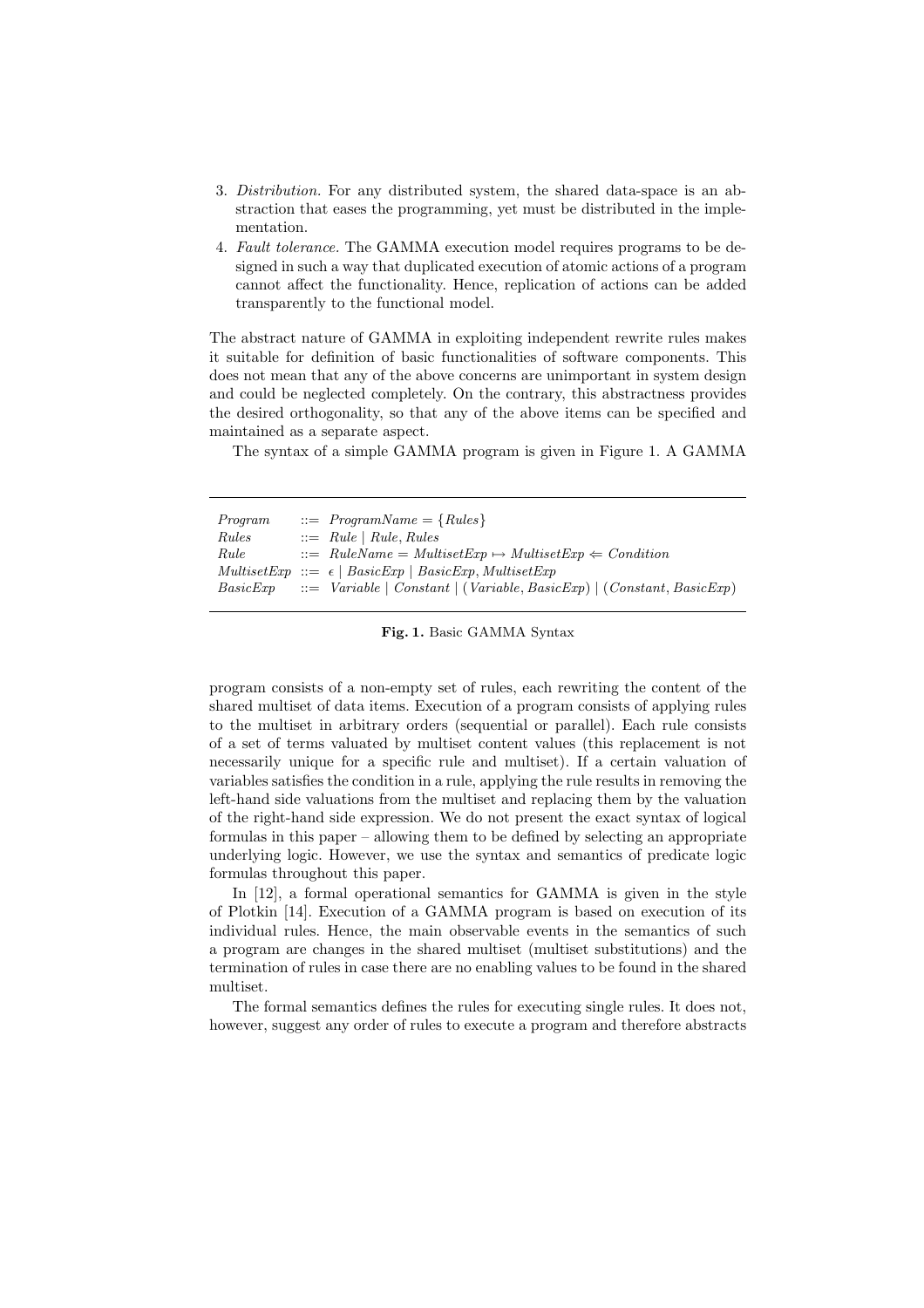3. *Distribution.* For any distributed system, the shared data-space is an abstraction that eases the programming, yet must be distributed in the implementation.
4. *Fault tolerance.* The GAMMA execution model requires programs to be designed in such a way that duplicated execution of atomic actions of a program cannot affect the functionality. Hence, replication of actions can be added transparently to the functional model.

The abstract nature of GAMMA in exploiting independent rewrite rules makes it suitable for definition of basic functionalities of software components. This does not mean that any of the above concerns are unimportant in system design and could be neglected completely. On the contrary, this abstractness provides the desired orthogonality, so that any of the above items can be specified and maintained as a separate aspect.

The syntax of a simple GAMMA program is given in Figure 1. A GAMMA

$$
\begin{array}{lll}
\mathit{Program} & ::= & \mathit{ProgramName} = \{\mathit{Rules}\} \\
\mathit{Rules} & ::= & \mathit{Rule} \mid \mathit{Rule}, \mathit{Rules} \\
\mathit{Rule} & ::= & \mathit{RuleName} = \mathit{MultisetExp} \mapsto \mathit{MultisetExp} \Leftarrow \mathit{Condition} \\
\mathit{MultisetExp} & ::= & \epsilon \mid \mathit{BasicExp} \mid \mathit{BasicExp}, \mathit{MultisetExp} \\
\mathit{BasicExp} & ::= & \mathit{Variable} \mid \mathit{Constant} \mid (\mathit{Variable}, \mathit{BasicExp}) \mid (\mathit{Constant}, \mathit{BasicExp})
\end{array}
$$

**Fig. 1.** Basic GAMMA Syntax

program consists of a non-empty set of rules, each rewriting the content of the shared multiset of data items. Execution of a program consists of applying rules to the multiset in arbitrary orders (sequential or parallel). Each rule consists of a set of terms valuated by multiset content values (this replacement is not necessarily unique for a specific rule and multiset). If a certain valuation of variables satisfies the condition in a rule, applying the rule results in removing the left-hand side valuations from the multiset and replacing them by the valuation of the right-hand side expression. We do not present the exact syntax of logical formulas in this paper – allowing them to be defined by selecting an appropriate underlying logic. However, we use the syntax and semantics of predicate logic formulas throughout this paper.

In [12], a formal operational semantics for GAMMA is given in the style of Plotkin [14]. Execution of a GAMMA program is based on execution of its individual rules. Hence, the main observable events in the semantics of such a program are changes in the shared multiset (multiset substitutions) and the termination of rules in case there are no enabling values to be found in the shared multiset.

The formal semantics defines the rules for executing single rules. It does not, however, suggest any order of rules to execute a program and therefore abstracts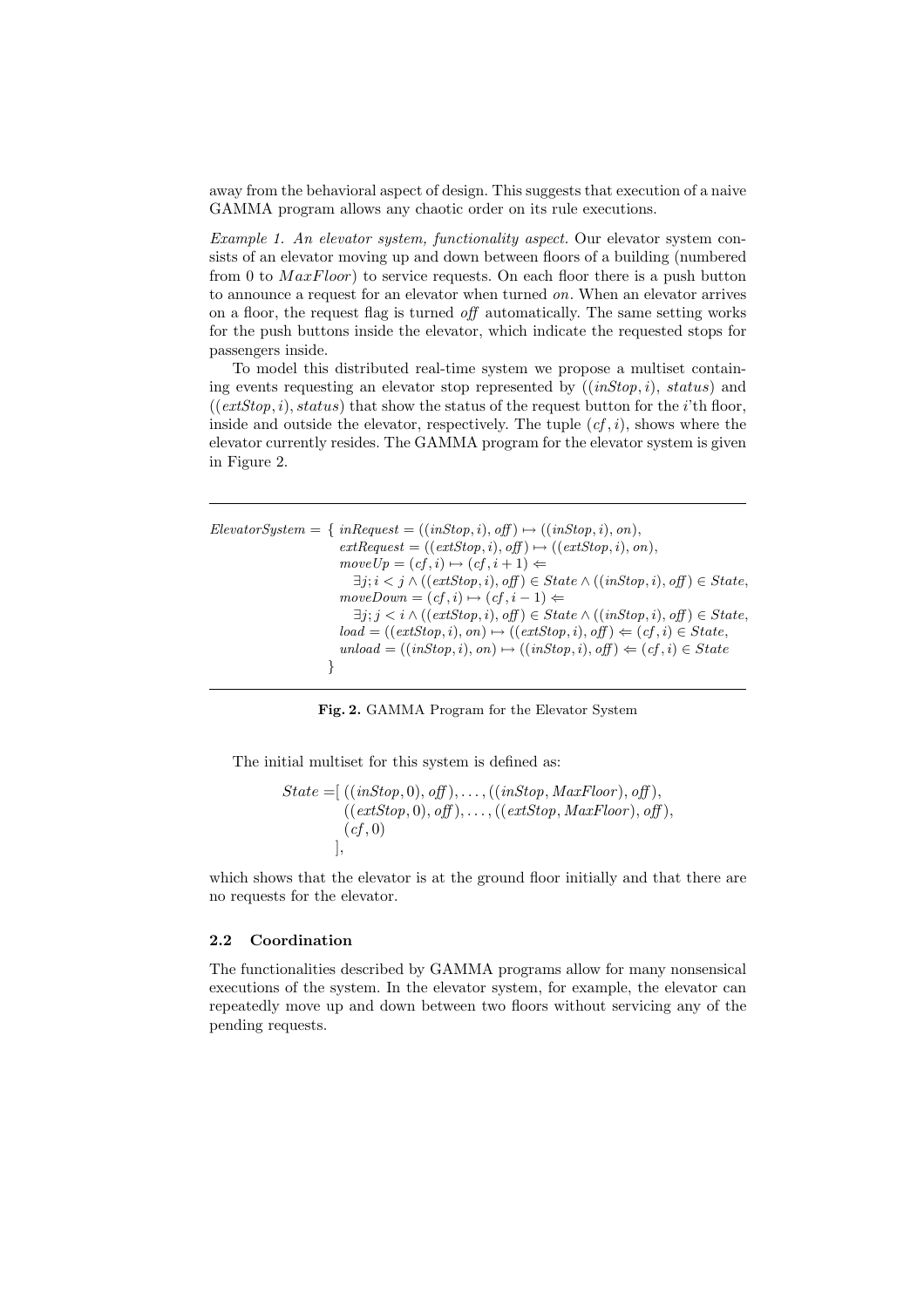away from the behavioral aspect of design. This suggests that execution of a naive GAMMA program allows any chaotic order on its rule executions.

*Example 1. An elevator system, functionality aspect.* Our elevator system consists of an elevator moving up and down between floors of a building (numbered from 0 to $MaxFloor$) to service requests. On each floor there is a push button to announce a request for an elevator when turned *on*. When an elevator arrives on a floor, the request flag is turned *off* automatically. The same setting works for the push buttons inside the elevator, which indicate the requested stops for passengers inside.

To model this distributed real-time system we propose a multiset containing events requesting an elevator stop represented by $((inStop, i),\ status)$ and $((extStop, i), status)$ that show the status of the request button for the $i$'th floor, inside and outside the elevator, respectively. The tuple $(cf, i)$, shows where the elevator currently resides. The GAMMA program for the elevator system is given in Figure 2.

---

$$
\begin{array}{ll}
ElevatorSystem = \{ & inRequest = ((inStop, i), off) \mapsto ((inStop, i), on),\\
& extRequest = ((extStop, i), off) \mapsto ((extStop, i), on),\\
& moveUp = (cf, i) \mapsto (cf, i+1) \Leftarrow\\
& \quad \exists j; i < j \wedge ((extStop, i), off) \in State \wedge ((inStop, i), off) \in State,\\
& moveDown = (cf, i) \mapsto (cf, i-1) \Leftarrow\\
& \quad \exists j; j < i \wedge ((extStop, i), off) \in State \wedge ((inStop, i), off) \in State,\\
& load = ((extStop, i), on) \mapsto ((extStop, i), off) \Leftarrow (cf, i) \in State,\\
& unload = ((inStop, i), on) \mapsto ((inStop, i), off) \Leftarrow (cf, i) \in State\\
& \}
\end{array}
$$

---

**Fig. 2.** GAMMA Program for the Elevator System

The initial multiset for this system is defined as:

$$
\begin{array}{ll}
State = [ & ((inStop, 0), off), \ldots, ((inStop, MaxFloor), off),\\
& ((extStop, 0), off), \ldots, ((extStop, MaxFloor), off),\\
& (cf, 0)\\
& ],
\end{array}
$$

which shows that the elevator is at the ground floor initially and that there are no requests for the elevator.

### 2.2 Coordination

The functionalities described by GAMMA programs allow for many nonsensical executions of the system. In the elevator system, for example, the elevator can repeatedly move up and down between two floors without servicing any of the pending requests.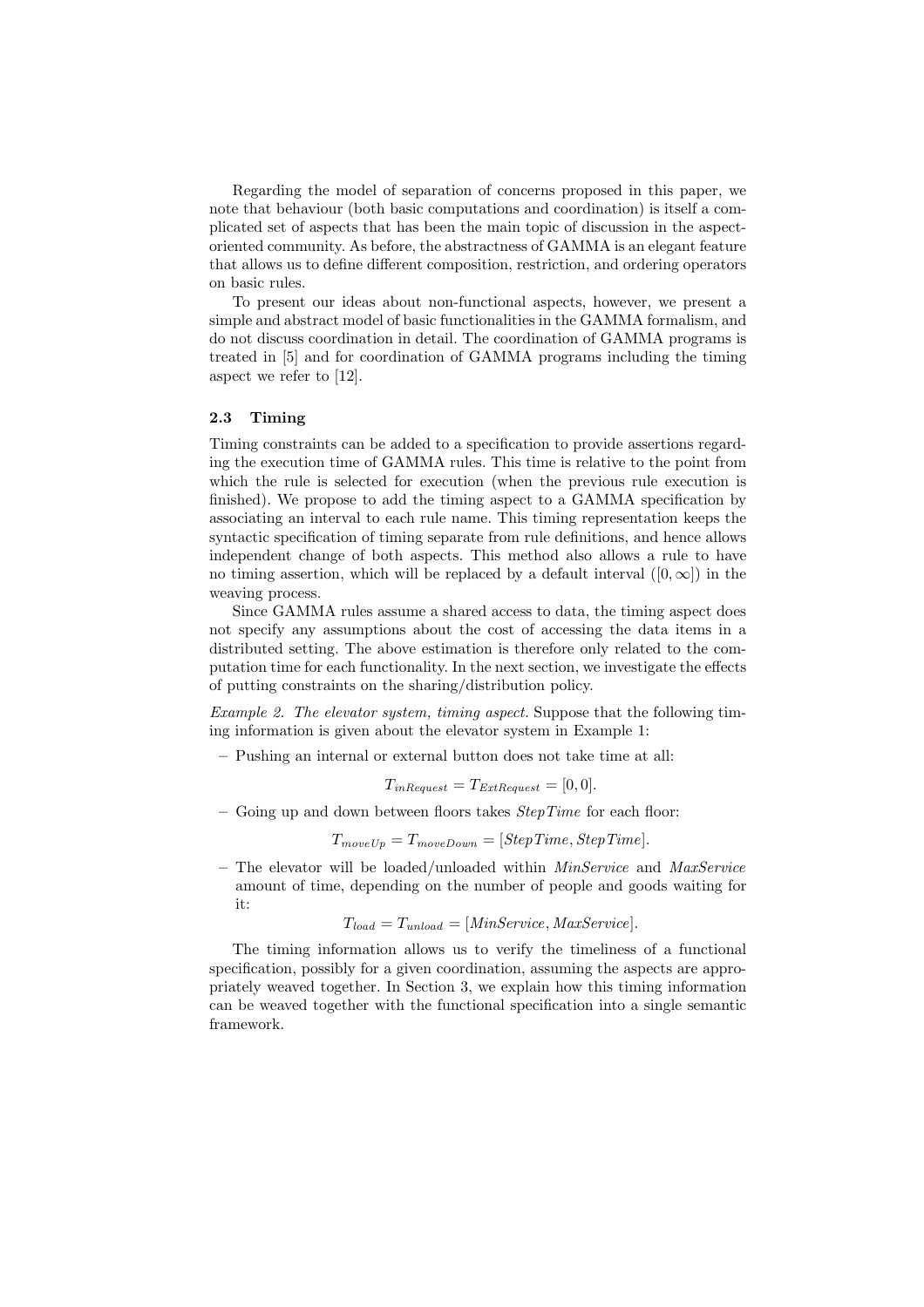Regarding the model of separation of concerns proposed in this paper, we note that behaviour (both basic computations and coordination) is itself a complicated set of aspects that has been the main topic of discussion in the aspect-oriented community. As before, the abstractness of GAMMA is an elegant feature that allows us to define different composition, restriction, and ordering operators on basic rules.

To present our ideas about non-functional aspects, however, we present a simple and abstract model of basic functionalities in the GAMMA formalism, and do not discuss coordination in detail. The coordination of GAMMA programs is treated in [5] and for coordination of GAMMA programs including the timing aspect we refer to [12].

### 2.3 Timing

Timing constraints can be added to a specification to provide assertions regarding the execution time of GAMMA rules. This time is relative to the point from which the rule is selected for execution (when the previous rule execution is finished). We propose to add the timing aspect to a GAMMA specification by associating an interval to each rule name. This timing representation keeps the syntactic specification of timing separate from rule definitions, and hence allows independent change of both aspects. This method also allows a rule to have no timing assertion, which will be replaced by a default interval ($[0, \infty]$) in the weaving process.

Since GAMMA rules assume a shared access to data, the timing aspect does not specify any assumptions about the cost of accessing the data items in a distributed setting. The above estimation is therefore only related to the computation time for each functionality. In the next section, we investigate the effects of putting constraints on the sharing/distribution policy.

*Example 2. The elevator system, timing aspect.* Suppose that the following timing information is given about the elevator system in Example 1:

– Pushing an internal or external button does not take time at all:

$$T_{inRequest} = T_{ExtRequest} = [0, 0].$$

– Going up and down between floors takes *StepTime* for each floor:

$$T_{moveUp} = T_{moveDown} = [StepTime, StepTime].$$

– The elevator will be loaded/unloaded within *MinService* and *MaxService* amount of time, depending on the number of people and goods waiting for it:

$$T_{load} = T_{unload} = [MinService, MaxService].$$

The timing information allows us to verify the timeliness of a functional specification, possibly for a given coordination, assuming the aspects are appropriately weaved together. In Section 3, we explain how this timing information can be weaved together with the functional specification into a single semantic framework.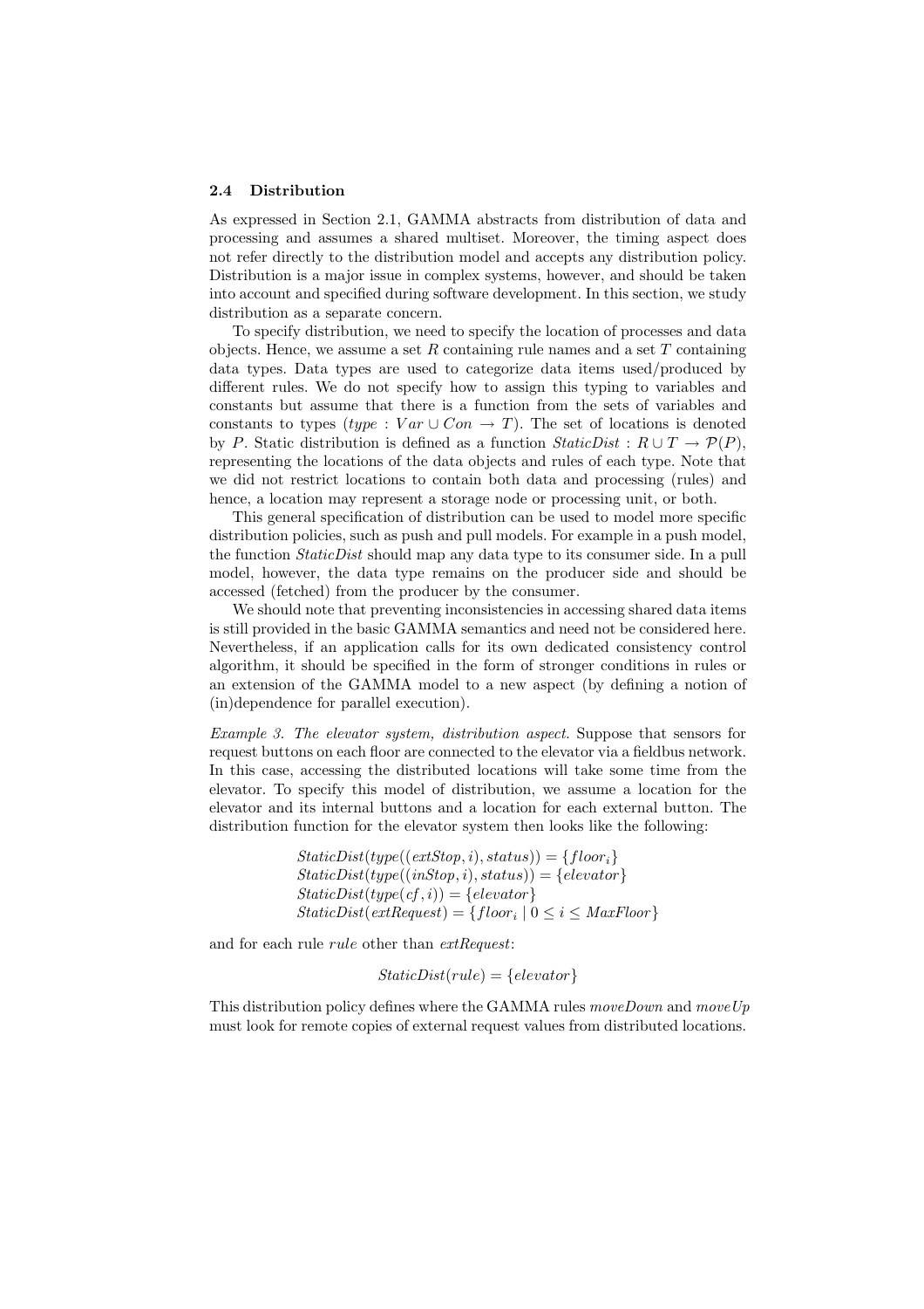### 2.4 Distribution

As expressed in Section 2.1, GAMMA abstracts from distribution of data and processing and assumes a shared multiset. Moreover, the timing aspect does not refer directly to the distribution model and accepts any distribution policy. Distribution is a major issue in complex systems, however, and should be taken into account and specified during software development. In this section, we study distribution as a separate concern.

To specify distribution, we need to specify the location of processes and data objects. Hence, we assume a set $R$ containing rule names and a set $T$ containing data types. Data types are used to categorize data items used/produced by different rules. We do not specify how to assign this typing to variables and constants but assume that there is a function from the sets of variables and constants to types ($type : Var \cup Con \rightarrow T$). The set of locations is denoted by $P$. Static distribution is defined as a function $StaticDist : R \cup T \rightarrow \mathcal{P}(P)$, representing the locations of the data objects and rules of each type. Note that we did not restrict locations to contain both data and processing (rules) and hence, a location may represent a storage node or processing unit, or both.

This general specification of distribution can be used to model more specific distribution policies, such as push and pull models. For example in a push model, the function *StaticDist* should map any data type to its consumer side. In a pull model, however, the data type remains on the producer side and should be accessed (fetched) from the producer by the consumer.

We should note that preventing inconsistencies in accessing shared data items is still provided in the basic GAMMA semantics and need not be considered here. Nevertheless, if an application calls for its own dedicated consistency control algorithm, it should be specified in the form of stronger conditions in rules or an extension of the GAMMA model to a new aspect (by defining a notion of (in)dependence for parallel execution).

*Example 3. The elevator system, distribution aspect.* Suppose that sensors for request buttons on each floor are connected to the elevator via a fieldbus network. In this case, accessing the distributed locations will take some time from the elevator. To specify this model of distribution, we assume a location for the elevator and its internal buttons and a location for each external button. The distribution function for the elevator system then looks like the following:

$$
\begin{aligned}
&StaticDist(type((extStop, i), status)) = \{floor_i\}\\
&StaticDist(type((inStop, i), status)) = \{elevator\}\\
&StaticDist(type(cf, i)) = \{elevator\}\\
&StaticDist(extRequest) = \{floor_i \mid 0 \leq i \leq MaxFloor\}
\end{aligned}
$$

and for each rule $rule$ other than *extRequest*:

$$StaticDist(rule) = \{elevator\}$$

This distribution policy defines where the GAMMA rules *moveDown* and *moveUp* must look for remote copies of external request values from distributed locations.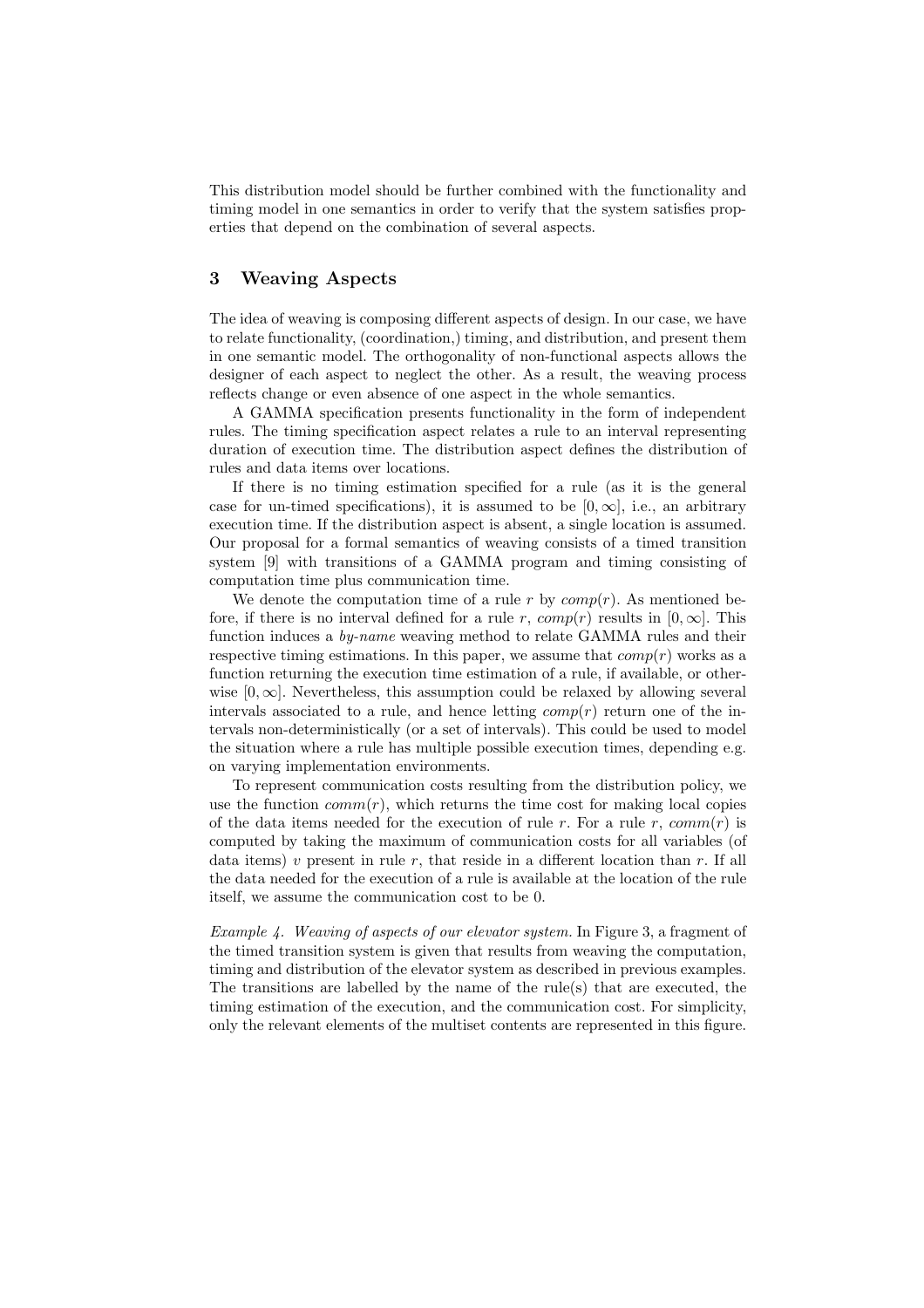This distribution model should be further combined with the functionality and timing model in one semantics in order to verify that the system satisfies properties that depend on the combination of several aspects.

## 3 Weaving Aspects

The idea of weaving is composing different aspects of design. In our case, we have to relate functionality, (coordination,) timing, and distribution, and present them in one semantic model. The orthogonality of non-functional aspects allows the designer of each aspect to neglect the other. As a result, the weaving process reflects change or even absence of one aspect in the whole semantics.

A GAMMA specification presents functionality in the form of independent rules. The timing specification aspect relates a rule to an interval representing duration of execution time. The distribution aspect defines the distribution of rules and data items over locations.

If there is no timing estimation specified for a rule (as it is the general case for un-timed specifications), it is assumed to be $[0, \infty]$, i.e., an arbitrary execution time. If the distribution aspect is absent, a single location is assumed. Our proposal for a formal semantics of weaving consists of a timed transition system [9] with transitions of a GAMMA program and timing consisting of computation time plus communication time.

We denote the computation time of a rule $r$ by $comp(r)$. As mentioned before, if there is no interval defined for a rule $r$, $comp(r)$ results in $[0, \infty]$. This function induces a *by-name* weaving method to relate GAMMA rules and their respective timing estimations. In this paper, we assume that $comp(r)$ works as a function returning the execution time estimation of a rule, if available, or otherwise $[0, \infty]$. Nevertheless, this assumption could be relaxed by allowing several intervals associated to a rule, and hence letting $comp(r)$ return one of the intervals non-deterministically (or a set of intervals). This could be used to model the situation where a rule has multiple possible execution times, depending e.g. on varying implementation environments.

To represent communication costs resulting from the distribution policy, we use the function $comm(r)$, which returns the time cost for making local copies of the data items needed for the execution of rule $r$. For a rule $r$, $comm(r)$ is computed by taking the maximum of communication costs for all variables (of data items) $v$ present in rule $r$, that reside in a different location than $r$. If all the data needed for the execution of a rule is available at the location of the rule itself, we assume the communication cost to be 0.

*Example 4. Weaving of aspects of our elevator system.* In Figure 3, a fragment of the timed transition system is given that results from weaving the computation, timing and distribution of the elevator system as described in previous examples. The transitions are labelled by the name of the rule(s) that are executed, the timing estimation of the execution, and the communication cost. For simplicity, only the relevant elements of the multiset contents are represented in this figure.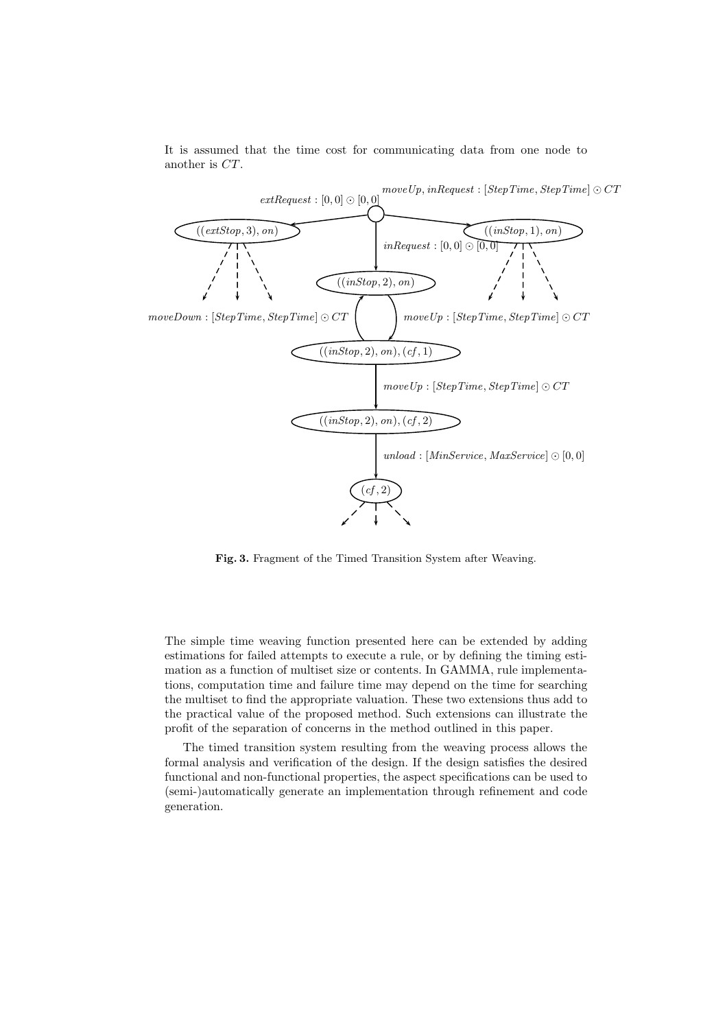It is assumed that the time cost for communicating data from one node to another is $CT$.

**Fig. 3.** Fragment of the Timed Transition System after Weaving.

The simple time weaving function presented here can be extended by adding estimations for failed attempts to execute a rule, or by defining the timing estimation as a function of multiset size or contents. In GAMMA, rule implementations, computation time and failure time may depend on the time for searching the multiset to find the appropriate valuation. These two extensions thus add to the practical value of the proposed method. Such extensions can illustrate the profit of the separation of concerns in the method outlined in this paper.

The timed transition system resulting from the weaving process allows the formal analysis and verification of the design. If the design satisfies the desired functional and non-functional properties, the aspect specifications can be used to (semi-)automatically generate an implementation through refinement and code generation.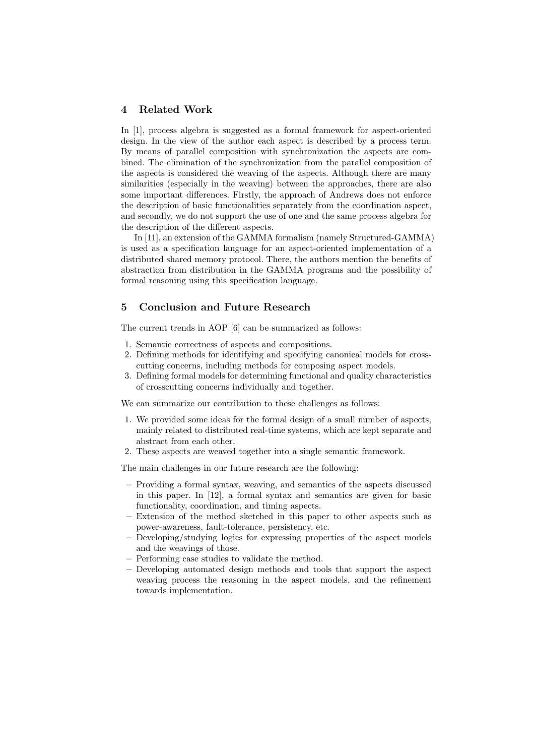## 4 Related Work

In [1], process algebra is suggested as a formal framework for aspect-oriented design. In the view of the author each aspect is described by a process term. By means of parallel composition with synchronization the aspects are combined. The elimination of the synchronization from the parallel composition of the aspects is considered the weaving of the aspects. Although there are many similarities (especially in the weaving) between the approaches, there are also some important differences. Firstly, the approach of Andrews does not enforce the description of basic functionalities separately from the coordination aspect, and secondly, we do not support the use of one and the same process algebra for the description of the different aspects.

In [11], an extension of the GAMMA formalism (namely Structured-GAMMA) is used as a specification language for an aspect-oriented implementation of a distributed shared memory protocol. There, the authors mention the benefits of abstraction from distribution in the GAMMA programs and the possibility of formal reasoning using this specification language.

## 5 Conclusion and Future Research

The current trends in AOP [6] can be summarized as follows:

1. Semantic correctness of aspects and compositions.
2. Defining methods for identifying and specifying canonical models for crosscutting concerns, including methods for composing aspect models.
3. Defining formal models for determining functional and quality characteristics of crosscutting concerns individually and together.

We can summarize our contribution to these challenges as follows:

1. We provided some ideas for the formal design of a small number of aspects, mainly related to distributed real-time systems, which are kept separate and abstract from each other.
2. These aspects are weaved together into a single semantic framework.

The main challenges in our future research are the following:

- Providing a formal syntax, weaving, and semantics of the aspects discussed in this paper. In [12], a formal syntax and semantics are given for basic functionality, coordination, and timing aspects.
- Extension of the method sketched in this paper to other aspects such as power-awareness, fault-tolerance, persistency, etc.
- Developing/studying logics for expressing properties of the aspect models and the weavings of those.
- Performing case studies to validate the method.
- Developing automated design methods and tools that support the aspect weaving process the reasoning in the aspect models, and the refinement towards implementation.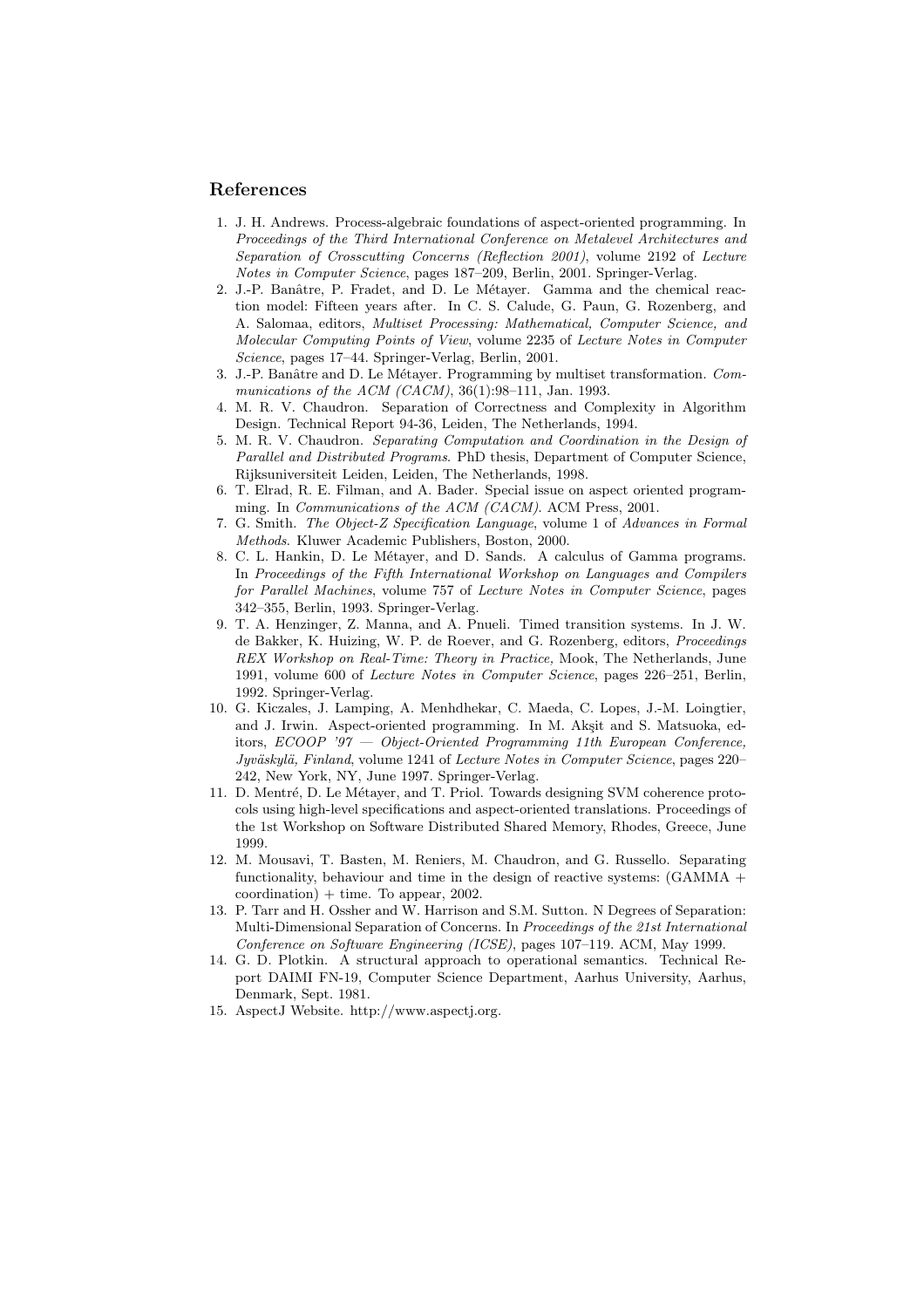## References

1. J. H. Andrews. Process-algebraic foundations of aspect-oriented programming. In *Proceedings of the Third International Conference on Metalevel Architectures and Separation of Crosscutting Concerns (Reflection 2001)*, volume 2192 of *Lecture Notes in Computer Science*, pages 187–209, Berlin, 2001. Springer-Verlag.
2. J.-P. Banâtre, P. Fradet, and D. Le Métayer. Gamma and the chemical reaction model: Fifteen years after. In C. S. Calude, G. Paun, G. Rozenberg, and A. Salomaa, editors, *Multiset Processing: Mathematical, Computer Science, and Molecular Computing Points of View*, volume 2235 of *Lecture Notes in Computer Science*, pages 17–44. Springer-Verlag, Berlin, 2001.
3. J.-P. Banâtre and D. Le Métayer. Programming by multiset transformation. *Communications of the ACM (CACM)*, 36(1):98–111, Jan. 1993.
4. M. R. V. Chaudron. Separation of Correctness and Complexity in Algorithm Design. Technical Report 94-36, Leiden, The Netherlands, 1994.
5. M. R. V. Chaudron. *Separating Computation and Coordination in the Design of Parallel and Distributed Programs*. PhD thesis, Department of Computer Science, Rijksuniversiteit Leiden, Leiden, The Netherlands, 1998.
6. T. Elrad, R. E. Filman, and A. Bader. Special issue on aspect oriented programming. In *Communications of the ACM (CACM)*. ACM Press, 2001.
7. G. Smith. *The Object-Z Specification Language*, volume 1 of *Advances in Formal Methods*. Kluwer Academic Publishers, Boston, 2000.
8. C. L. Hankin, D. Le Métayer, and D. Sands. A calculus of Gamma programs. In *Proceedings of the Fifth International Workshop on Languages and Compilers for Parallel Machines*, volume 757 of *Lecture Notes in Computer Science*, pages 342–355, Berlin, 1993. Springer-Verlag.
9. T. A. Henzinger, Z. Manna, and A. Pnueli. Timed transition systems. In J. W. de Bakker, K. Huizing, W. P. de Roever, and G. Rozenberg, editors, *Proceedings REX Workshop on Real-Time: Theory in Practice,* Mook, The Netherlands, June 1991, volume 600 of *Lecture Notes in Computer Science*, pages 226–251, Berlin, 1992. Springer-Verlag.
10. G. Kiczales, J. Lamping, A. Menhdhekar, C. Maeda, C. Lopes, J.-M. Loingtier, and J. Irwin. Aspect-oriented programming. In M. Akşit and S. Matsuoka, editors, *ECOOP '97 — Object-Oriented Programming 11th European Conference, Jyväskylä, Finland*, volume 1241 of *Lecture Notes in Computer Science*, pages 220–242, New York, NY, June 1997. Springer-Verlag.
11. D. Mentré, D. Le Métayer, and T. Priol. Towards designing SVM coherence protocols using high-level specifications and aspect-oriented translations. Proceedings of the 1st Workshop on Software Distributed Shared Memory, Rhodes, Greece, June 1999.
12. M. Mousavi, T. Basten, M. Reniers, M. Chaudron, and G. Russello. Separating functionality, behaviour and time in the design of reactive systems: (GAMMA + coordination) + time. To appear, 2002.
13. P. Tarr and H. Ossher and W. Harrison and S.M. Sutton. N Degrees of Separation: Multi-Dimensional Separation of Concerns. In *Proceedings of the 21st International Conference on Software Engineering (ICSE)*, pages 107–119. ACM, May 1999.
14. G. D. Plotkin. A structural approach to operational semantics. Technical Report DAIMI FN-19, Computer Science Department, Aarhus University, Aarhus, Denmark, Sept. 1981.
15. AspectJ Website. http://www.aspectj.org.